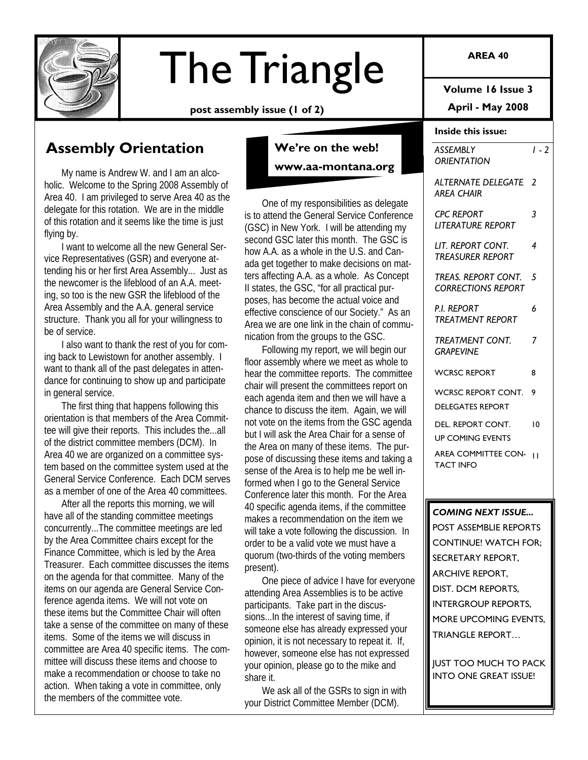# The Triangle

**post assembly issue (1 of 2)**

**AREA 40**

**Volume 16 Issue 3**

**April - May 2008**

## Assembly Orientation

My name is Andrew W. and I am an alcoholic. Welcome to the Spring 2008 Assembly of Area 40. I am privileged to serve Area 40 as the delegate for this rotation. We are in the middle of this rotation and it seems like the time is just flying by.

I want to welcome all the new General Service Representatives (GSR) and everyone attending his or her first Area Assembly... Just as the newcomer is the lifeblood of an A.A. meeting, so too is the new GSR the lifeblood of the Area Assembly and the A.A. general service structure. Thank you all for your willingness to be of service.

I also want to thank the rest of you for coming back to Lewistown for another assembly. I want to thank all of the past delegates in attendance for continuing to show up and participate in general service.

The first thing that happens following this orientation is that members of the Area Committee will give their reports. This includes the...all of the district committee members (DCM). In Area 40 we are organized on a committee system based on the committee system used at the General Service Conference. Each DCM serves as a member of one of the Area 40 committees.

After all the reports this morning, we will have all of the standing committee meetings concurrently...The committee meetings are led by the Area Committee chairs except for the Finance Committee, which is led by the Area Treasurer. Each committee discusses the items on the agenda for that committee. Many of the items on our agenda are General Service Conference agenda items. We will not vote on these items but the Committee Chair will often take a sense of the committee on many of these items. Some of the items we will discuss in committee are Area 40 specific items. The committee will discuss these items and choose to make a recommendation or choose to take no action. When taking a vote in committee, only the members of the committee vote.

**We're on the web!**

**www.aa-montana.org**

One of my responsibilities as delegate is to attend the General Service Conference (GSC) in New York. I will be attending my second GSC later this month. The GSC is how A.A. as a whole in the U.S. and Canada get together to make decisions on matters affecting A.A. as a whole. As Concept II states, the GSC, "for all practical purposes, has become the actual voice and effective conscience of our Society." As an Area we are one link in the chain of communication from the groups to the GSC.

Following my report, we will begin our floor assembly where we meet as whole to hear the committee reports. The committee chair will present the committees report on each agenda item and then we will have a chance to discuss the item. Again, we will not vote on the items from the GSC agenda but I will ask the Area Chair for a sense of the Area on many of these items. The purpose of discussing these items and taking a sense of the Area is to help me be well informed when I go to the General Service Conference later this month. For the Area 40 specific agenda items, if the committee makes a recommendation on the item we will take a vote following the discussion. In order to be a valid vote we must have a quorum (two-thirds of the voting members present).

One piece of advice I have for everyone attending Area Assemblies is to be active participants. Take part in the discussions...In the interest of saving time, if someone else has already expressed your opinion, it is not necessary to repeat it. If, however, someone else has not expressed your opinion, please go to the mike and share it.

We ask all of the GSRs to sign in with your District Committee Member (DCM).

**Inside this issue:**

| | |
|---|---|
| *ASSEMBLY ORIENTATION* | *1 - 2* |
| *ALTERNATE DELEGATE AREA CHAIR* | *2* |
| *CPC REPORT LITERATURE REPORT* | *3* |
| *LIT. REPORT CONT. TREASURER REPORT* | *4* |
| *TREAS. REPORT CONT. CORRECTIONS REPORT* | *5* |
| *P.I. REPORT TREATMENT REPORT* | *6* |
| *TREATMENT CONT. GRAPEVINE* | *7* |
| WCRSC REPORT | 8 |
| WCRSC REPORT CONT. DELEGATES REPORT | 9 |
| DEL. REPORT CONT. UP COMING EVENTS | 10 |
| AREA COMMITTEE CONTACT INFO | 11 |

***COMING NEXT ISSUE...***

POST ASSEMBLIE REPORTS CONTINUE! WATCH FOR; SECRETARY REPORT, ARCHIVE REPORT, DIST. DCM REPORTS, INTERGROUP REPORTS, MORE UPCOMING EVENTS, TRIANGLE REPORT…

JUST TOO MUCH TO PACK INTO ONE GREAT ISSUE!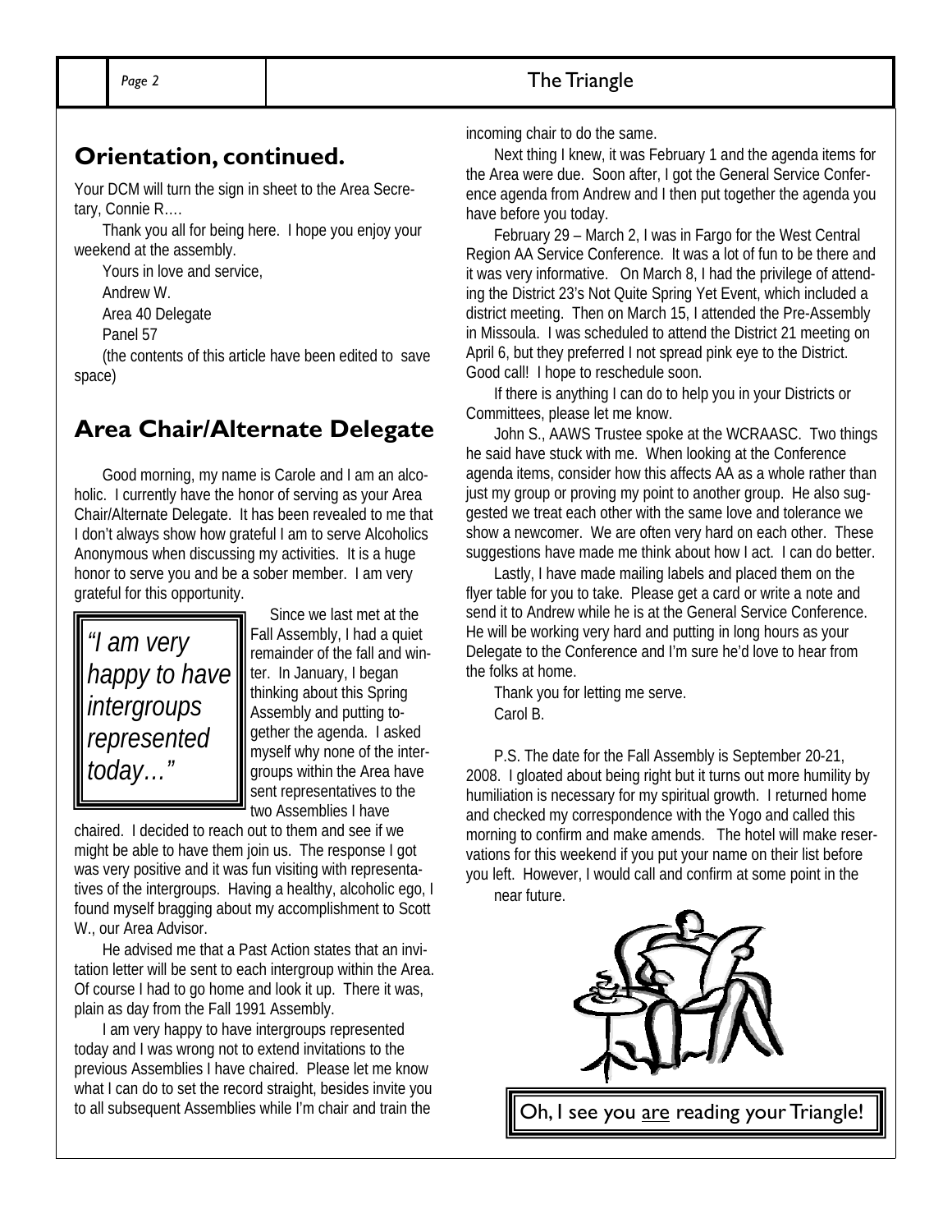## Orientation, continued.

Your DCM will turn the sign in sheet to the Area Secretary, Connie R….

Thank you all for being here. I hope you enjoy your weekend at the assembly.

Yours in love and service,

Andrew W.

Area 40 Delegate

Panel 57

(the contents of this article have been edited to save space)

## Area Chair/Alternate Delegate

Good morning, my name is Carole and I am an alcoholic. I currently have the honor of serving as your Area Chair/Alternate Delegate. It has been revealed to me that I don't always show how grateful I am to serve Alcoholics Anonymous when discussing my activities. It is a huge honor to serve you and be a sober member. I am very grateful for this opportunity.

> *"I am very happy to have intergroups represented today…"*

Since we last met at the Fall Assembly, I had a quiet remainder of the fall and winter. In January, I began thinking about this Spring Assembly and putting together the agenda. I asked myself why none of the intergroups within the Area have sent representatives to the two Assemblies I have chaired. I decided to reach out to them and see if we might be able to have them join us. The response I got was very positive and it was fun visiting with representatives of the intergroups. Having a healthy, alcoholic ego, I found myself bragging about my accomplishment to Scott W., our Area Advisor.

He advised me that a Past Action states that an invitation letter will be sent to each intergroup within the Area. Of course I had to go home and look it up. There it was, plain as day from the Fall 1991 Assembly.

I am very happy to have intergroups represented today and I was wrong not to extend invitations to the previous Assemblies I have chaired. Please let me know what I can do to set the record straight, besides invite you to all subsequent Assemblies while I'm chair and train the incoming chair to do the same.

Next thing I knew, it was February 1 and the agenda items for the Area were due. Soon after, I got the General Service Conference agenda from Andrew and I then put together the agenda you have before you today.

February 29 – March 2, I was in Fargo for the West Central Region AA Service Conference. It was a lot of fun to be there and it was very informative. On March 8, I had the privilege of attending the District 23's Not Quite Spring Yet Event, which included a district meeting. Then on March 15, I attended the Pre-Assembly in Missoula. I was scheduled to attend the District 21 meeting on April 6, but they preferred I not spread pink eye to the District. Good call! I hope to reschedule soon.

If there is anything I can do to help you in your Districts or Committees, please let me know.

John S., AAWS Trustee spoke at the WCRAASC. Two things he said have stuck with me. When looking at the Conference agenda items, consider how this affects AA as a whole rather than just my group or proving my point to another group. He also suggested we treat each other with the same love and tolerance we show a newcomer. We are often very hard on each other. These suggestions have made me think about how I act. I can do better.

Lastly, I have made mailing labels and placed them on the flyer table for you to take. Please get a card or write a note and send it to Andrew while he is at the General Service Conference. He will be working very hard and putting in long hours as your Delegate to the Conference and I'm sure he'd love to hear from the folks at home.

Thank you for letting me serve.

Carol B.

P.S. The date for the Fall Assembly is September 20-21, 2008. I gloated about being right but it turns out more humility by humiliation is necessary for my spiritual growth. I returned home and checked my correspondence with the Yogo and called this morning to confirm and make amends. The hotel will make reservations for this weekend if you put your name on their list before you left. However, I would call and confirm at some point in the near future.

Oh, I see you <u>are</u> reading your Triangle!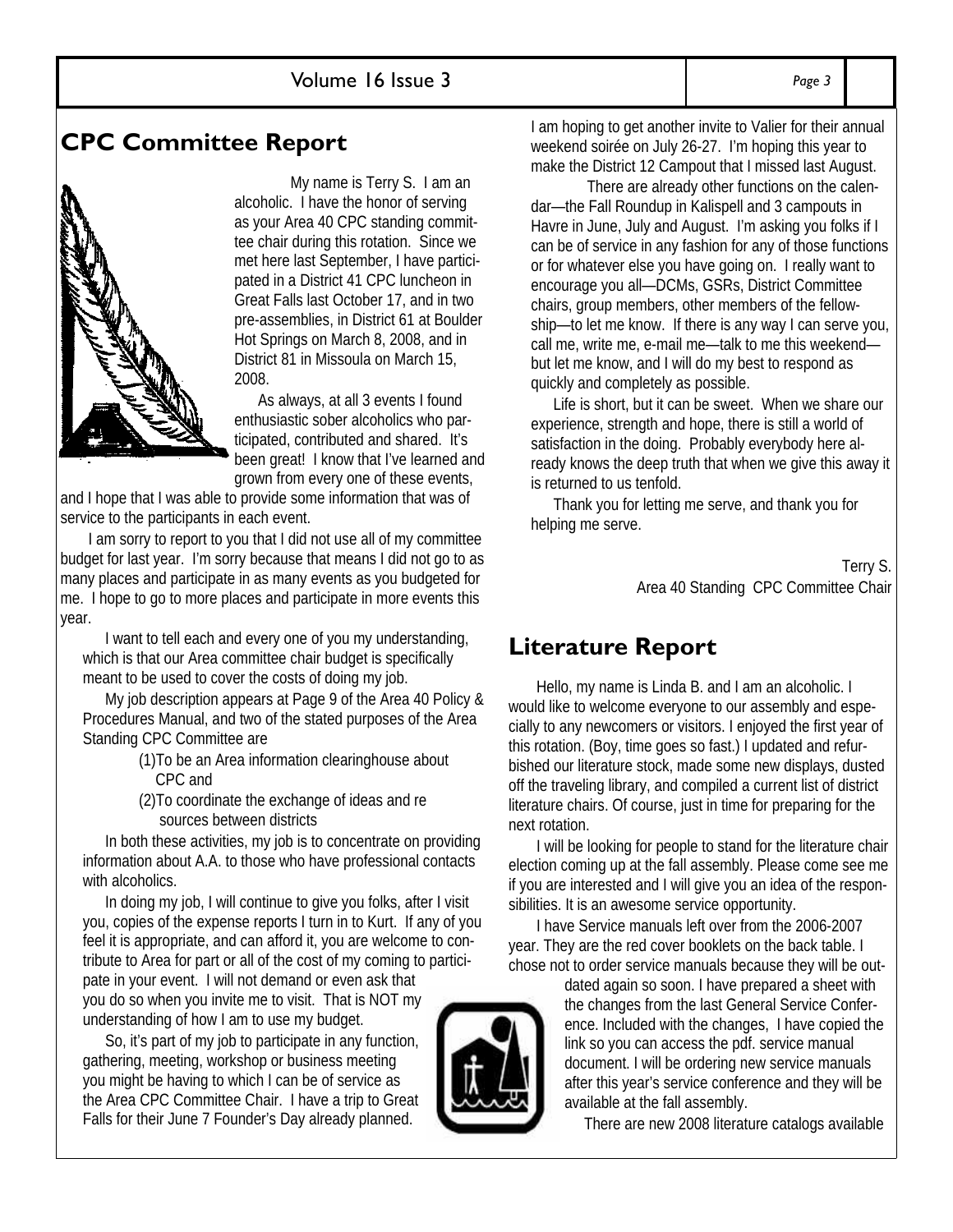## CPC Committee Report

My name is Terry S. I am an alcoholic. I have the honor of serving as your Area 40 CPC standing committee chair during this rotation. Since we met here last September, I have participated in a District 41 CPC luncheon in Great Falls last October 17, and in two pre-assemblies, in District 61 at Boulder Hot Springs on March 8, 2008, and in District 81 in Missoula on March 15, 2008.

As always, at all 3 events I found enthusiastic sober alcoholics who participated, contributed and shared. It's been great! I know that I've learned and grown from every one of these events, and I hope that I was able to provide some information that was of service to the participants in each event.

I am sorry to report to you that I did not use all of my committee budget for last year. I'm sorry because that means I did not go to as many places and participate in as many events as you budgeted for me. I hope to go to more places and participate in more events this year.

I want to tell each and every one of you my understanding, which is that our Area committee chair budget is specifically meant to be used to cover the costs of doing my job.

My job description appears at Page 9 of the Area 40 Policy & Procedures Manual, and two of the stated purposes of the Area Standing CPC Committee are

(1) To be an Area information clearinghouse about CPC and

(2) To coordinate the exchange of ideas and resources between districts

In both these activities, my job is to concentrate on providing information about A.A. to those who have professional contacts with alcoholics.

In doing my job, I will continue to give you folks, after I visit you, copies of the expense reports I turn in to Kurt. If any of you feel it is appropriate, and can afford it, you are welcome to contribute to Area for part or all of the cost of my coming to participate in your event. I will not demand or even ask that you do so when you invite me to visit. That is NOT my understanding of how I am to use my budget.

So, it's part of my job to participate in any function, gathering, meeting, workshop or business meeting you might be having to which I can be of service as the Area CPC Committee Chair. I have a trip to Great Falls for their June 7 Founder's Day already planned. I am hoping to get another invite to Valier for their annual weekend soirée on July 26-27. I'm hoping this year to make the District 12 Campout that I missed last August.

There are already other functions on the calendar—the Fall Roundup in Kalispell and 3 campouts in Havre in June, July and August. I'm asking you folks if I can be of service in any fashion for any of those functions or for whatever else you have going on. I really want to encourage you all—DCMs, GSRs, District Committee chairs, group members, other members of the fellowship—to let me know. If there is any way I can serve you, call me, write me, e-mail me—talk to me this weekend—but let me know, and I will do my best to respond as quickly and completely as possible.

Life is short, but it can be sweet. When we share our experience, strength and hope, there is still a world of satisfaction in the doing. Probably everybody here already knows the deep truth that when we give this away it is returned to us tenfold.

Thank you for letting me serve, and thank you for helping me serve.

Terry S.
Area 40 Standing CPC Committee Chair

## Literature Report

Hello, my name is Linda B. and I am an alcoholic. I would like to welcome everyone to our assembly and especially to any newcomers or visitors. I enjoyed the first year of this rotation. (Boy, time goes so fast.) I updated and refurbished our literature stock, made some new displays, dusted off the traveling library, and compiled a current list of district literature chairs. Of course, just in time for preparing for the next rotation.

I will be looking for people to stand for the literature chair election coming up at the fall assembly. Please come see me if you are interested and I will give you an idea of the responsibilities. It is an awesome service opportunity.

I have Service manuals left over from the 2006-2007 year. They are the red cover booklets on the back table. I chose not to order service manuals because they will be outdated again so soon. I have prepared a sheet with the changes from the last General Service Conference. Included with the changes, I have copied the link so you can access the pdf. service manual document. I will be ordering new service manuals after this year's service conference and they will be available at the fall assembly.

There are new 2008 literature catalogs available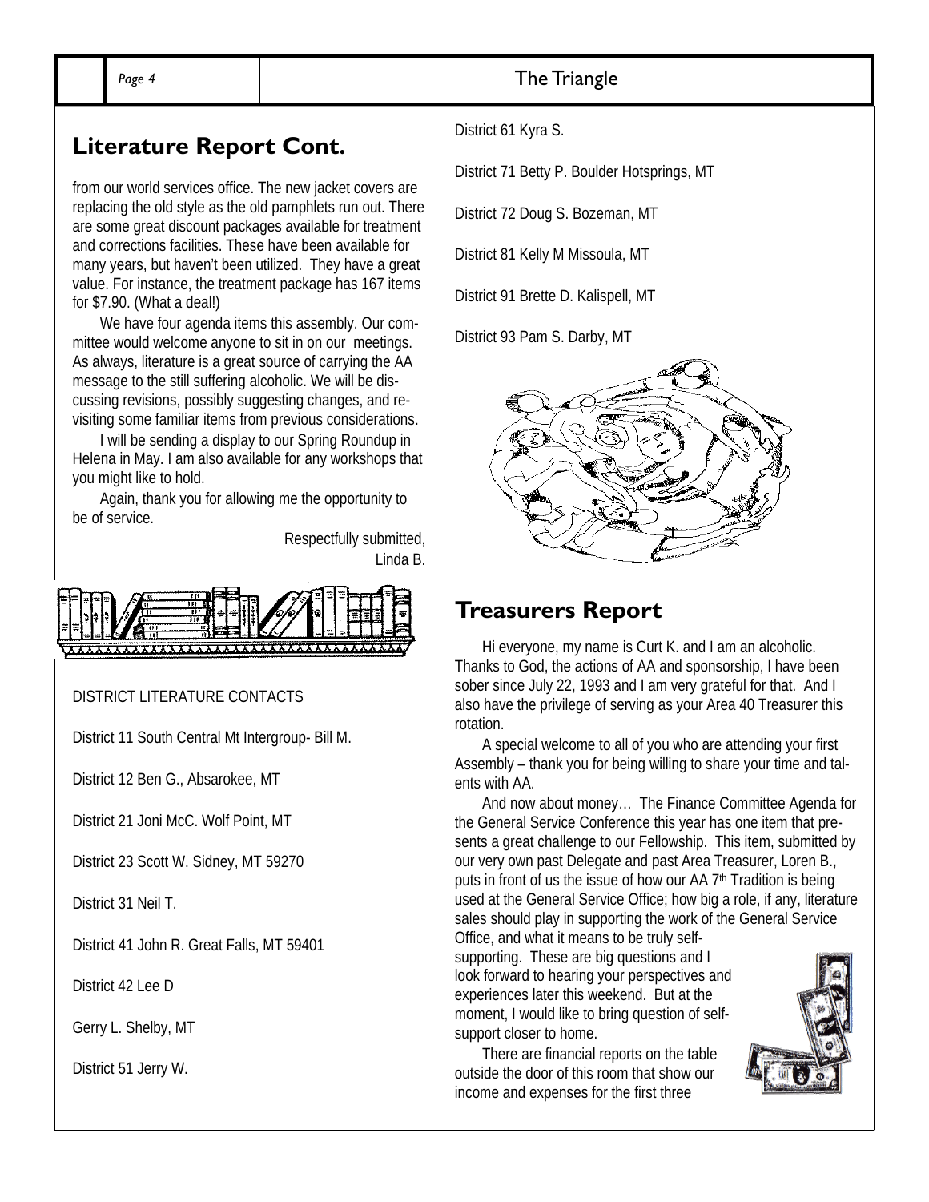## Literature Report Cont.

from our world services office. The new jacket covers are replacing the old style as the old pamphlets run out. There are some great discount packages available for treatment and corrections facilities. These have been available for many years, but haven't been utilized. They have a great value. For instance, the treatment package has 167 items for $7.90. (What a deal!)

We have four agenda items this assembly. Our committee would welcome anyone to sit in on our meetings. As always, literature is a great source of carrying the AA message to the still suffering alcoholic. We will be discussing revisions, possibly suggesting changes, and revisiting some familiar items from previous considerations.

I will be sending a display to our Spring Roundup in Helena in May. I am also available for any workshops that you might like to hold.

Again, thank you for allowing me the opportunity to be of service.

Respectfully submitted,
Linda B.

DISTRICT LITERATURE CONTACTS

District 11 South Central Mt Intergroup- Bill M.

District 12 Ben G., Absarokee, MT

District 21 Joni McC. Wolf Point, MT

District 23 Scott W. Sidney, MT 59270

District 31 Neil T.

District 41 John R. Great Falls, MT 59401

District 42 Lee D

Gerry L. Shelby, MT

District 51 Jerry W.

District 61 Kyra S.

District 71 Betty P. Boulder Hotsprings, MT

District 72 Doug S. Bozeman, MT

District 81 Kelly M Missoula, MT

District 91 Brette D. Kalispell, MT

District 93 Pam S. Darby, MT

## Treasurers Report

Hi everyone, my name is Curt K. and I am an alcoholic. Thanks to God, the actions of AA and sponsorship, I have been sober since July 22, 1993 and I am very grateful for that. And I also have the privilege of serving as your Area 40 Treasurer this rotation.

A special welcome to all of you who are attending your first Assembly – thank you for being willing to share your time and talents with AA.

And now about money… The Finance Committee Agenda for the General Service Conference this year has one item that presents a great challenge to our Fellowship. This item, submitted by our very own past Delegate and past Area Treasurer, Loren B., puts in front of us the issue of how our AA 7th Tradition is being used at the General Service Office; how big a role, if any, literature sales should play in supporting the work of the General Service Office, and what it means to be truly self-supporting. These are big questions and I look forward to hearing your perspectives and experiences later this weekend. But at the moment, I would like to bring question of self-support closer to home.

There are financial reports on the table outside the door of this room that show our income and expenses for the first three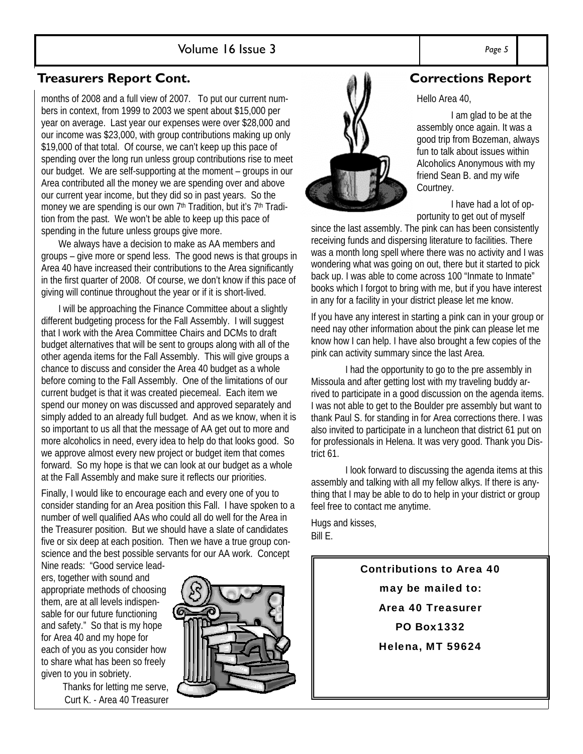## Treasurers Report Cont.

months of 2008 and a full view of 2007. To put our current numbers in context, from 1999 to 2003 we spent about $15,000 per year on average. Last year our expenses were over $28,000 and our income was $23,000, with group contributions making up only $19,000 of that total. Of course, we can't keep up this pace of spending over the long run unless group contributions rise to meet our budget. We are self-supporting at the moment – groups in our Area contributed all the money we are spending over and above our current year income, but they did so in past years. So the money we are spending is our own 7th Tradition, but it's 7th Tradition from the past. We won't be able to keep up this pace of spending in the future unless groups give more.

We always have a decision to make as AA members and groups – give more or spend less. The good news is that groups in Area 40 have increased their contributions to the Area significantly in the first quarter of 2008. Of course, we don't know if this pace of giving will continue throughout the year or if it is short-lived.

I will be approaching the Finance Committee about a slightly different budgeting process for the Fall Assembly. I will suggest that I work with the Area Committee Chairs and DCMs to draft budget alternatives that will be sent to groups along with all of the other agenda items for the Fall Assembly. This will give groups a chance to discuss and consider the Area 40 budget as a whole before coming to the Fall Assembly. One of the limitations of our current budget is that it was created piecemeal. Each item we spend our money on was discussed and approved separately and simply added to an already full budget. And as we know, when it is so important to us all that the message of AA get out to more and more alcoholics in need, every idea to help do that looks good. So we approve almost every new project or budget item that comes forward. So my hope is that we can look at our budget as a whole at the Fall Assembly and make sure it reflects our priorities.

Finally, I would like to encourage each and every one of you to consider standing for an Area position this Fall. I have spoken to a number of well qualified AAs who could all do well for the Area in the Treasurer position. But we should have a slate of candidates five or six deep at each position. Then we have a true group conscience and the best possible servants for our AA work. Concept Nine reads: "Good service leaders, together with sound and appropriate methods of choosing them, are at all levels indispensable for our future functioning and safety." So that is my hope for Area 40 and my hope for each of you as you consider how to share what has been so freely given to you in sobriety.

Thanks for letting me serve,
Curt K. - Area 40 Treasurer

## Corrections Report

Hello Area 40,

I am glad to be at the assembly once again. It was a good trip from Bozeman, always fun to talk about issues within Alcoholics Anonymous with my friend Sean B. and my wife Courtney.

I have had a lot of opportunity to get out of myself since the last assembly. The pink can has been consistently receiving funds and dispersing literature to facilities. There was a month long spell where there was no activity and I was wondering what was going on out, there but it started to pick back up. I was able to come across 100 "Inmate to Inmate" books which I forgot to bring with me, but if you have interest in any for a facility in your district please let me know.

If you have any interest in starting a pink can in your group or need nay other information about the pink can please let me know how I can help. I have also brought a few copies of the pink can activity summary since the last Area.

I had the opportunity to go to the pre assembly in Missoula and after getting lost with my traveling buddy arrived to participate in a good discussion on the agenda items. I was not able to get to the Boulder pre assembly but want to thank Paul S. for standing in for Area corrections there. I was also invited to participate in a luncheon that district 61 put on for professionals in Helena. It was very good. Thank you District 61.

I look forward to discussing the agenda items at this assembly and talking with all my fellow alkys. If there is anything that I may be able to do to help in your district or group feel free to contact me anytime.

Hugs and kisses,
Bill E.

**Contributions to Area 40**
**may be mailed to:**
**Area 40 Treasurer**
**PO Box1332**
**Helena, MT 59624**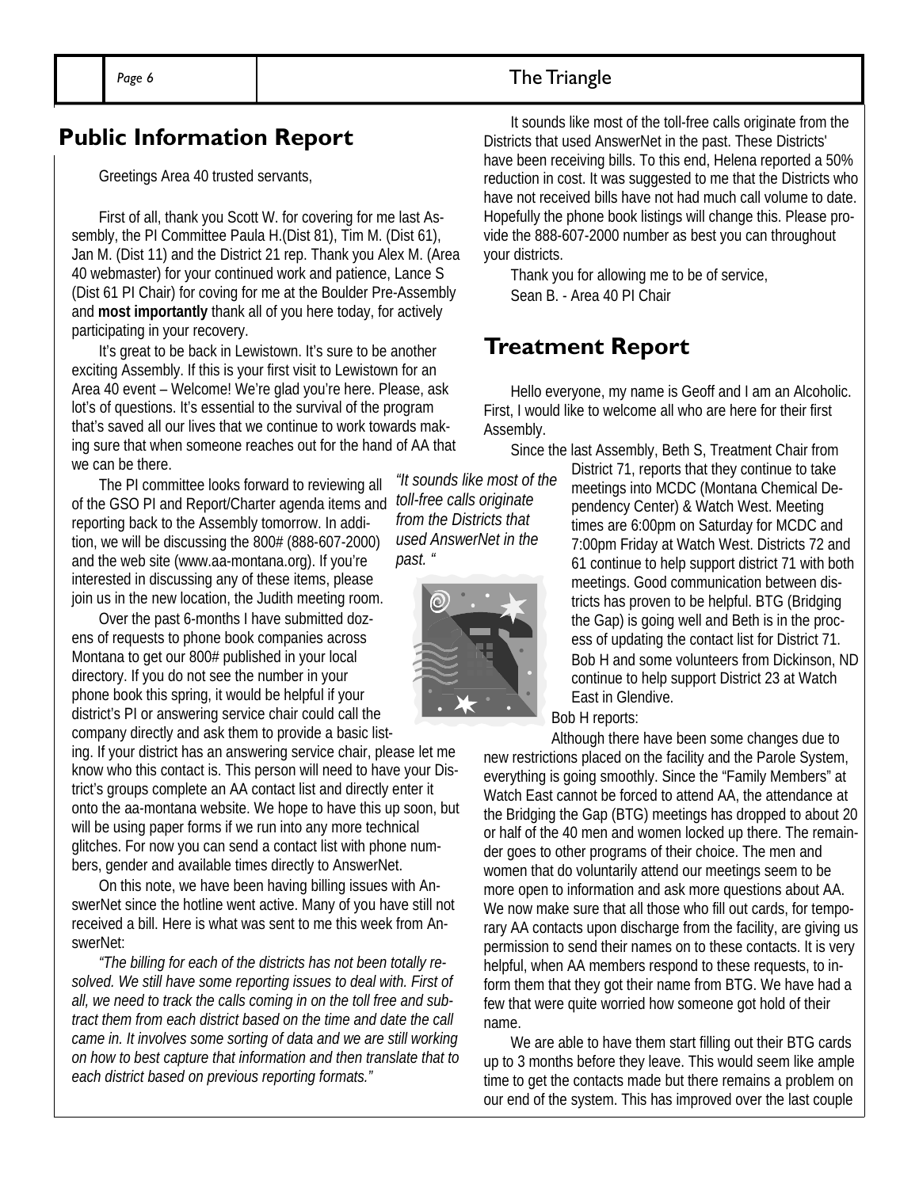## Public Information Report

Greetings Area 40 trusted servants,

First of all, thank you Scott W. for covering for me last Assembly, the PI Committee Paula H.(Dist 81), Tim M. (Dist 61), Jan M. (Dist 11) and the District 21 rep. Thank you Alex M. (Area 40 webmaster) for your continued work and patience, Lance S (Dist 61 PI Chair) for coving for me at the Boulder Pre-Assembly and **most importantly** thank all of you here today, for actively participating in your recovery.

It's great to be back in Lewistown. It's sure to be another exciting Assembly. If this is your first visit to Lewistown for an Area 40 event – Welcome! We're glad you're here. Please, ask lot's of questions. It's essential to the survival of the program that's saved all our lives that we continue to work towards making sure that when someone reaches out for the hand of AA that we can be there.

The PI committee looks forward to reviewing all of the GSO PI and Report/Charter agenda items and reporting back to the Assembly tomorrow. In addition, we will be discussing the 800# (888-607-2000) and the web site (www.aa-montana.org). If you're interested in discussing any of these items, please join us in the new location, the Judith meeting room.

Over the past 6-months I have submitted dozens of requests to phone book companies across Montana to get our 800# published in your local directory. If you do not see the number in your phone book this spring, it would be helpful if your district's PI or answering service chair could call the company directly and ask them to provide a basic listing. If your district has an answering service chair, please let me know who this contact is. This person will need to have your District's groups complete an AA contact list and directly enter it onto the aa-montana website. We hope to have this up soon, but will be using paper forms if we run into any more technical glitches. For now you can send a contact list with phone numbers, gender and available times directly to AnswerNet.

On this note, we have been having billing issues with AnswerNet since the hotline went active. Many of you have still not received a bill. Here is what was sent to me this week from AnswerNet:

*"The billing for each of the districts has not been totally resolved. We still have some reporting issues to deal with. First of all, we need to track the calls coming in on the toll free and subtract them from each district based on the time and date the call came in. It involves some sorting of data and we are still working on how to best capture that information and then translate that to each district based on previous reporting formats."*

*"It sounds like most of the toll-free calls originate from the Districts that used AnswerNet in the past. "*

It sounds like most of the toll-free calls originate from the Districts that used AnswerNet in the past. These Districts' have been receiving bills. To this end, Helena reported a 50% reduction in cost. It was suggested to me that the Districts who have not received bills have not had much call volume to date. Hopefully the phone book listings will change this. Please provide the 888-607-2000 number as best you can throughout your districts.

Thank you for allowing me to be of service,
Sean B. - Area 40 PI Chair

## Treatment Report

Hello everyone, my name is Geoff and I am an Alcoholic. First, I would like to welcome all who are here for their first Assembly.

Since the last Assembly, Beth S, Treatment Chair from District 71, reports that they continue to take meetings into MCDC (Montana Chemical Dependency Center) & Watch West. Meeting times are 6:00pm on Saturday for MCDC and 7:00pm Friday at Watch West. Districts 72 and 61 continue to help support district 71 with both meetings. Good communication between districts has proven to be helpful. BTG (Bridging the Gap) is going well and Beth is in the process of updating the contact list for District 71. Bob H and some volunteers from Dickinson, ND continue to help support District 23 at Watch East in Glendive.

Bob H reports:

Although there have been some changes due to new restrictions placed on the facility and the Parole System, everything is going smoothly. Since the "Family Members" at Watch East cannot be forced to attend AA, the attendance at the Bridging the Gap (BTG) meetings has dropped to about 20 or half of the 40 men and women locked up there. The remainder goes to other programs of their choice. The men and women that do voluntarily attend our meetings seem to be more open to information and ask more questions about AA. We now make sure that all those who fill out cards, for temporary AA contacts upon discharge from the facility, are giving us permission to send their names on to these contacts. It is very helpful, when AA members respond to these requests, to inform them that they got their name from BTG. We have had a few that were quite worried how someone got hold of their name.

We are able to have them start filling out their BTG cards up to 3 months before they leave. This would seem like ample time to get the contacts made but there remains a problem on our end of the system. This has improved over the last couple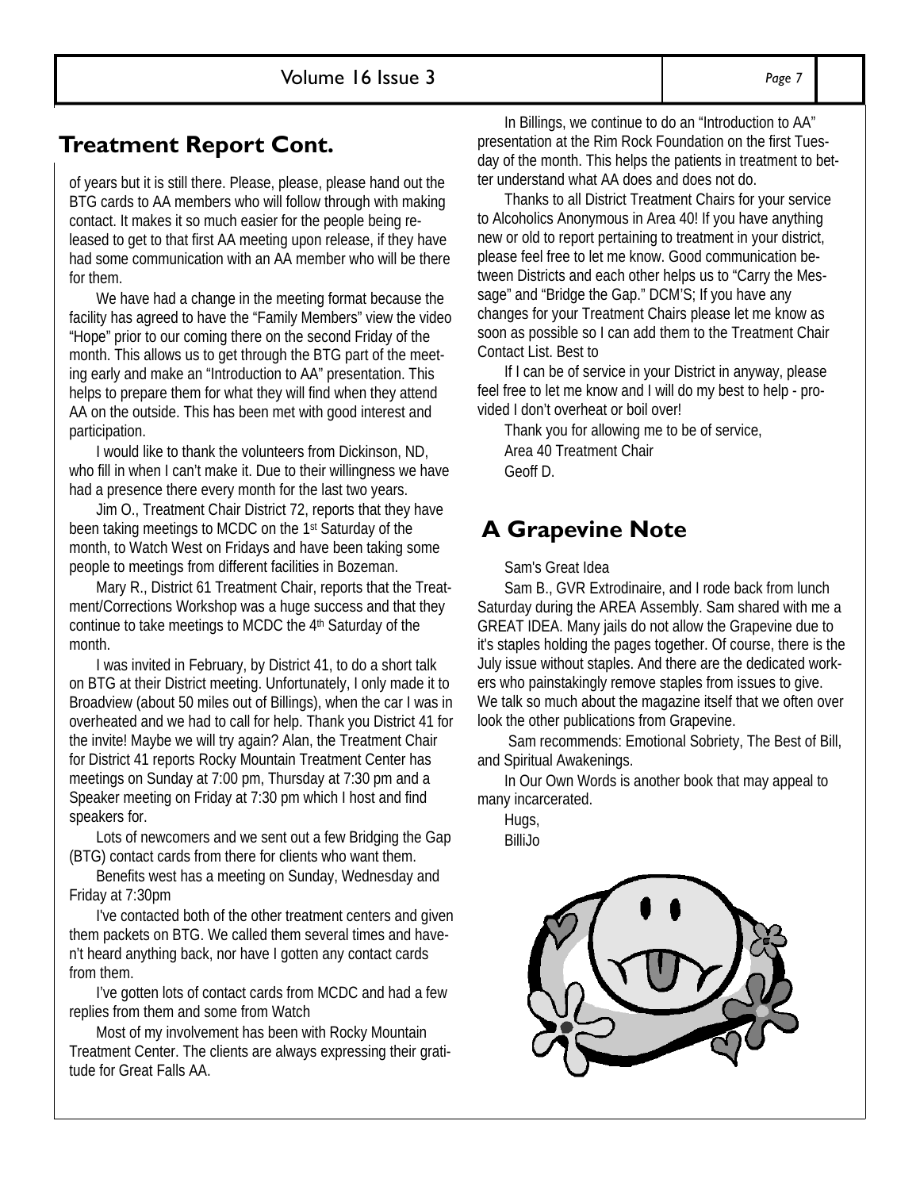## Treatment Report Cont.

of years but it is still there. Please, please, please hand out the BTG cards to AA members who will follow through with making contact. It makes it so much easier for the people being released to get to that first AA meeting upon release, if they have had some communication with an AA member who will be there for them.

We have had a change in the meeting format because the facility has agreed to have the "Family Members" view the video "Hope" prior to our coming there on the second Friday of the month. This allows us to get through the BTG part of the meeting early and make an "Introduction to AA" presentation. This helps to prepare them for what they will find when they attend AA on the outside. This has been met with good interest and participation.

I would like to thank the volunteers from Dickinson, ND, who fill in when I can't make it. Due to their willingness we have had a presence there every month for the last two years.

Jim O., Treatment Chair District 72, reports that they have been taking meetings to MCDC on the 1st Saturday of the month, to Watch West on Fridays and have been taking some people to meetings from different facilities in Bozeman.

Mary R., District 61 Treatment Chair, reports that the Treatment/Corrections Workshop was a huge success and that they continue to take meetings to MCDC the 4th Saturday of the month.

I was invited in February, by District 41, to do a short talk on BTG at their District meeting. Unfortunately, I only made it to Broadview (about 50 miles out of Billings), when the car I was in overheated and we had to call for help. Thank you District 41 for the invite! Maybe we will try again? Alan, the Treatment Chair for District 41 reports Rocky Mountain Treatment Center has meetings on Sunday at 7:00 pm, Thursday at 7:30 pm and a Speaker meeting on Friday at 7:30 pm which I host and find speakers for.

Lots of newcomers and we sent out a few Bridging the Gap (BTG) contact cards from there for clients who want them.

Benefits west has a meeting on Sunday, Wednesday and Friday at 7:30pm

I've contacted both of the other treatment centers and given them packets on BTG. We called them several times and haven't heard anything back, nor have I gotten any contact cards from them.

I've gotten lots of contact cards from MCDC and had a few replies from them and some from Watch

Most of my involvement has been with Rocky Mountain Treatment Center. The clients are always expressing their gratitude for Great Falls AA.

In Billings, we continue to do an "Introduction to AA" presentation at the Rim Rock Foundation on the first Tuesday of the month. This helps the patients in treatment to better understand what AA does and does not do.

Thanks to all District Treatment Chairs for your service to Alcoholics Anonymous in Area 40! If you have anything new or old to report pertaining to treatment in your district, please feel free to let me know. Good communication between Districts and each other helps us to "Carry the Message" and "Bridge the Gap." DCM'S; If you have any changes for your Treatment Chairs please let me know as soon as possible so I can add them to the Treatment Chair Contact List. Best to

If I can be of service in your District in anyway, please feel free to let me know and I will do my best to help - provided I don't overheat or boil over!

Thank you for allowing me to be of service,
Area 40 Treatment Chair
Geoff D.

## A Grapevine Note

Sam's Great Idea

Sam B., GVR Extrodinaire, and I rode back from lunch Saturday during the AREA Assembly. Sam shared with me a GREAT IDEA. Many jails do not allow the Grapevine due to it's staples holding the pages together. Of course, there is the July issue without staples. And there are the dedicated workers who painstakingly remove staples from issues to give. We talk so much about the magazine itself that we often over look the other publications from Grapevine.

Sam recommends: Emotional Sobriety, The Best of Bill, and Spiritual Awakenings.

In Our Own Words is another book that may appeal to many incarcerated.

Hugs,
BilliJo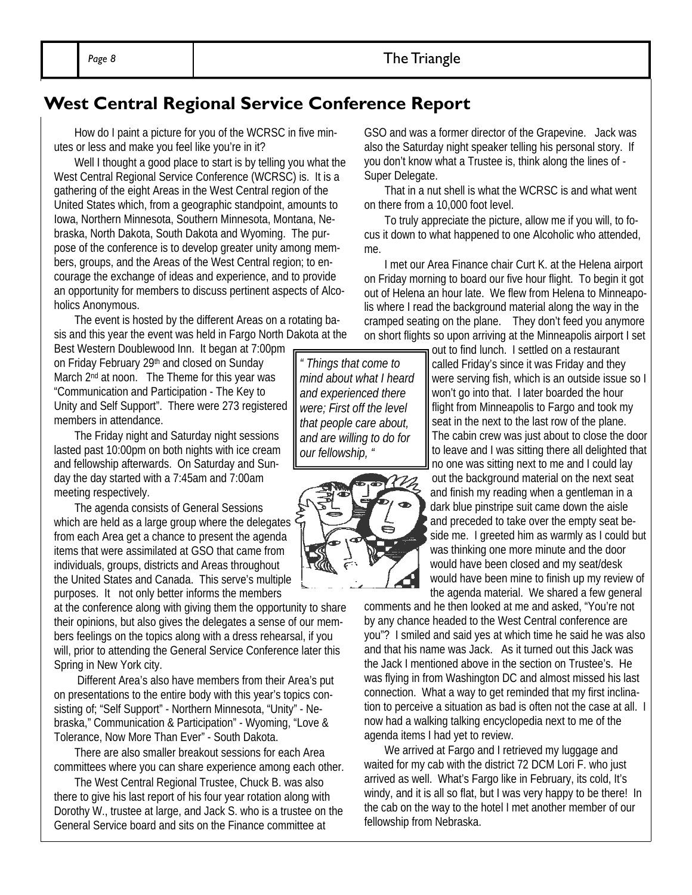## West Central Regional Service Conference Report

How do I paint a picture for you of the WCRSC in five minutes or less and make you feel like you're in it?

Well I thought a good place to start is by telling you what the West Central Regional Service Conference (WCRSC) is. It is a gathering of the eight Areas in the West Central region of the United States which, from a geographic standpoint, amounts to Iowa, Northern Minnesota, Southern Minnesota, Montana, Nebraska, North Dakota, South Dakota and Wyoming. The purpose of the conference is to develop greater unity among members, groups, and the Areas of the West Central region; to encourage the exchange of ideas and experience, and to provide an opportunity for members to discuss pertinent aspects of Alcoholics Anonymous.

The event is hosted by the different Areas on a rotating basis and this year the event was held in Fargo North Dakota at the Best Western Doublewood Inn. It began at 7:00pm on Friday February 29th and closed on Sunday March 2nd at noon. The Theme for this year was "Communication and Participation - The Key to Unity and Self Support". There were 273 registered members in attendance.

The Friday night and Saturday night sessions lasted past 10:00pm on both nights with ice cream and fellowship afterwards. On Saturday and Sunday the day started with a 7:45am and 7:00am meeting respectively.

The agenda consists of General Sessions which are held as a large group where the delegates from each Area get a chance to present the agenda items that were assimilated at GSO that came from individuals, groups, districts and Areas throughout the United States and Canada. This serve's multiple purposes. It not only better informs the members at the conference along with giving them the opportunity to share their opinions, but also gives the delegates a sense of our members feelings on the topics along with a dress rehearsal, if you will, prior to attending the General Service Conference later this Spring in New York city.

Different Area's also have members from their Area's put on presentations to the entire body with this year's topics consisting of; "Self Support" - Northern Minnesota, "Unity" - Nebraska," Communication & Participation" - Wyoming, "Love & Tolerance, Now More Than Ever" - South Dakota.

There are also smaller breakout sessions for each Area committees where you can share experience among each other.

The West Central Regional Trustee, Chuck B. was also there to give his last report of his four year rotation along with Dorothy W., trustee at large, and Jack S. who is a trustee on the General Service board and sits on the Finance committee at GSO and was a former director of the Grapevine. Jack was also the Saturday night speaker telling his personal story. If you don't know what a Trustee is, think along the lines of - Super Delegate.

That in a nut shell is what the WCRSC is and what went on there from a 10,000 foot level.

To truly appreciate the picture, allow me if you will, to focus it down to what happened to one Alcoholic who attended, me.

*" Things that come to mind about what I heard and experienced there were; First off the level that people care about, and are willing to do for our fellowship, "*

I met our Area Finance chair Curt K. at the Helena airport on Friday morning to board our five hour flight. To begin it got out of Helena an hour late. We flew from Helena to Minneapolis where I read the background material along the way in the cramped seating on the plane. They don't feed you anymore on short flights so upon arriving at the Minneapolis airport I set out to find lunch. I settled on a restaurant called Friday's since it was Friday and they were serving fish, which is an outside issue so I won't go into that. I later boarded the hour flight from Minneapolis to Fargo and took my seat in the next to the last row of the plane. The cabin crew was just about to close the door to leave and I was sitting there all delighted that no one was sitting next to me and I could lay out the background material on the next seat and finish my reading when a gentleman in a dark blue pinstripe suit came down the aisle and preceded to take over the empty seat beside me. I greeted him as warmly as I could but was thinking one more minute and the door would have been closed and my seat/desk would have been mine to finish up my review of the agenda material. We shared a few general comments and he then looked at me and asked, "You're not by any chance headed to the West Central conference are you"? I smiled and said yes at which time he said he was also and that his name was Jack. As it turned out this Jack was the Jack I mentioned above in the section on Trustee's. He was flying in from Washington DC and almost missed his last connection. What a way to get reminded that my first inclination to perceive a situation as bad is often not the case at all. I now had a walking talking encyclopedia next to me of the agenda items I had yet to review.

We arrived at Fargo and I retrieved my luggage and waited for my cab with the district 72 DCM Lori F. who just arrived as well. What's Fargo like in February, its cold, It's windy, and it is all so flat, but I was very happy to be there! In the cab on the way to the hotel I met another member of our fellowship from Nebraska.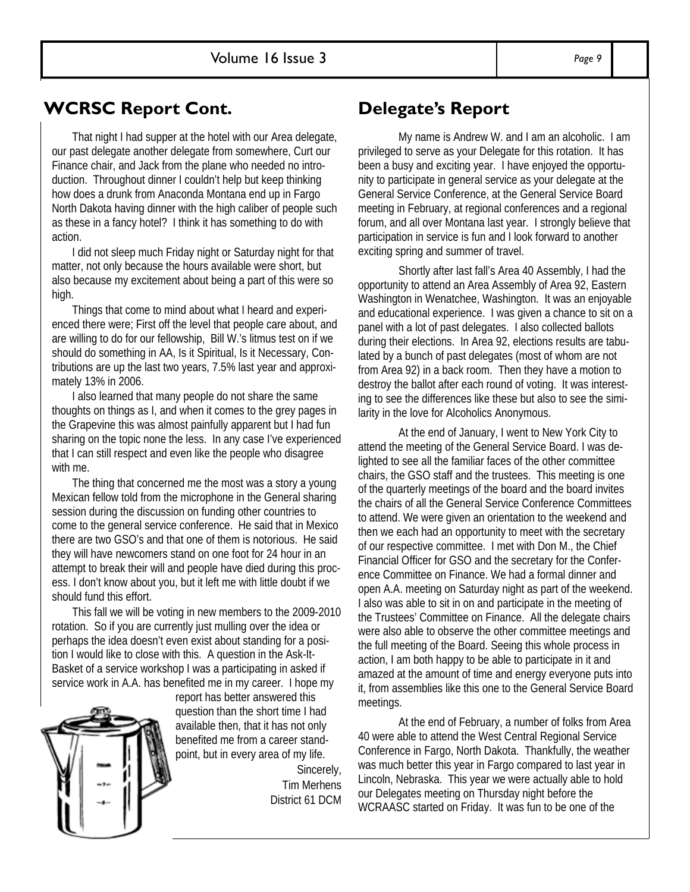## WCRSC Report Cont.

That night I had supper at the hotel with our Area delegate, our past delegate another delegate from somewhere, Curt our Finance chair, and Jack from the plane who needed no introduction. Throughout dinner I couldn't help but keep thinking how does a drunk from Anaconda Montana end up in Fargo North Dakota having dinner with the high caliber of people such as these in a fancy hotel? I think it has something to do with action.

I did not sleep much Friday night or Saturday night for that matter, not only because the hours available were short, but also because my excitement about being a part of this were so high.

Things that come to mind about what I heard and experienced there were; First off the level that people care about, and are willing to do for our fellowship, Bill W.'s litmus test on if we should do something in AA, Is it Spiritual, Is it Necessary, Contributions are up the last two years, 7.5% last year and approximately 13% in 2006.

I also learned that many people do not share the same thoughts on things as I, and when it comes to the grey pages in the Grapevine this was almost painfully apparent but I had fun sharing on the topic none the less. In any case I've experienced that I can still respect and even like the people who disagree with me.

The thing that concerned me the most was a story a young Mexican fellow told from the microphone in the General sharing session during the discussion on funding other countries to come to the general service conference. He said that in Mexico there are two GSO's and that one of them is notorious. He said they will have newcomers stand on one foot for 24 hour in an attempt to break their will and people have died during this process. I don't know about you, but it left me with little doubt if we should fund this effort.

This fall we will be voting in new members to the 2009-2010 rotation. So if you are currently just mulling over the idea or perhaps the idea doesn't even exist about standing for a position I would like to close with this. A question in the Ask-It-Basket of a service workshop I was a participating in asked if service work in A.A. has benefited me in my career. I hope my report has better answered this question than the short time I had available then, that it has not only benefited me from a career standpoint, but in every area of my life.

Sincerely,
Tim Merhens
District 61 DCM

## Delegate's Report

My name is Andrew W. and I am an alcoholic. I am privileged to serve as your Delegate for this rotation. It has been a busy and exciting year. I have enjoyed the opportunity to participate in general service as your delegate at the General Service Conference, at the General Service Board meeting in February, at regional conferences and a regional forum, and all over Montana last year. I strongly believe that participation in service is fun and I look forward to another exciting spring and summer of travel.

Shortly after last fall's Area 40 Assembly, I had the opportunity to attend an Area Assembly of Area 92, Eastern Washington in Wenatchee, Washington. It was an enjoyable and educational experience. I was given a chance to sit on a panel with a lot of past delegates. I also collected ballots during their elections. In Area 92, elections results are tabulated by a bunch of past delegates (most of whom are not from Area 92) in a back room. Then they have a motion to destroy the ballot after each round of voting. It was interesting to see the differences like these but also to see the similarity in the love for Alcoholics Anonymous.

At the end of January, I went to New York City to attend the meeting of the General Service Board. I was delighted to see all the familiar faces of the other committee chairs, the GSO staff and the trustees. This meeting is one of the quarterly meetings of the board and the board invites the chairs of all the General Service Conference Committees to attend. We were given an orientation to the weekend and then we each had an opportunity to meet with the secretary of our respective committee. I met with Don M., the Chief Financial Officer for GSO and the secretary for the Conference Committee on Finance. We had a formal dinner and open A.A. meeting on Saturday night as part of the weekend. I also was able to sit in on and participate in the meeting of the Trustees' Committee on Finance. All the delegate chairs were also able to observe the other committee meetings and the full meeting of the Board. Seeing this whole process in action, I am both happy to be able to participate in it and amazed at the amount of time and energy everyone puts into it, from assemblies like this one to the General Service Board meetings.

At the end of February, a number of folks from Area 40 were able to attend the West Central Regional Service Conference in Fargo, North Dakota. Thankfully, the weather was much better this year in Fargo compared to last year in Lincoln, Nebraska. This year we were actually able to hold our Delegates meeting on Thursday night before the WCRAASC started on Friday. It was fun to be one of the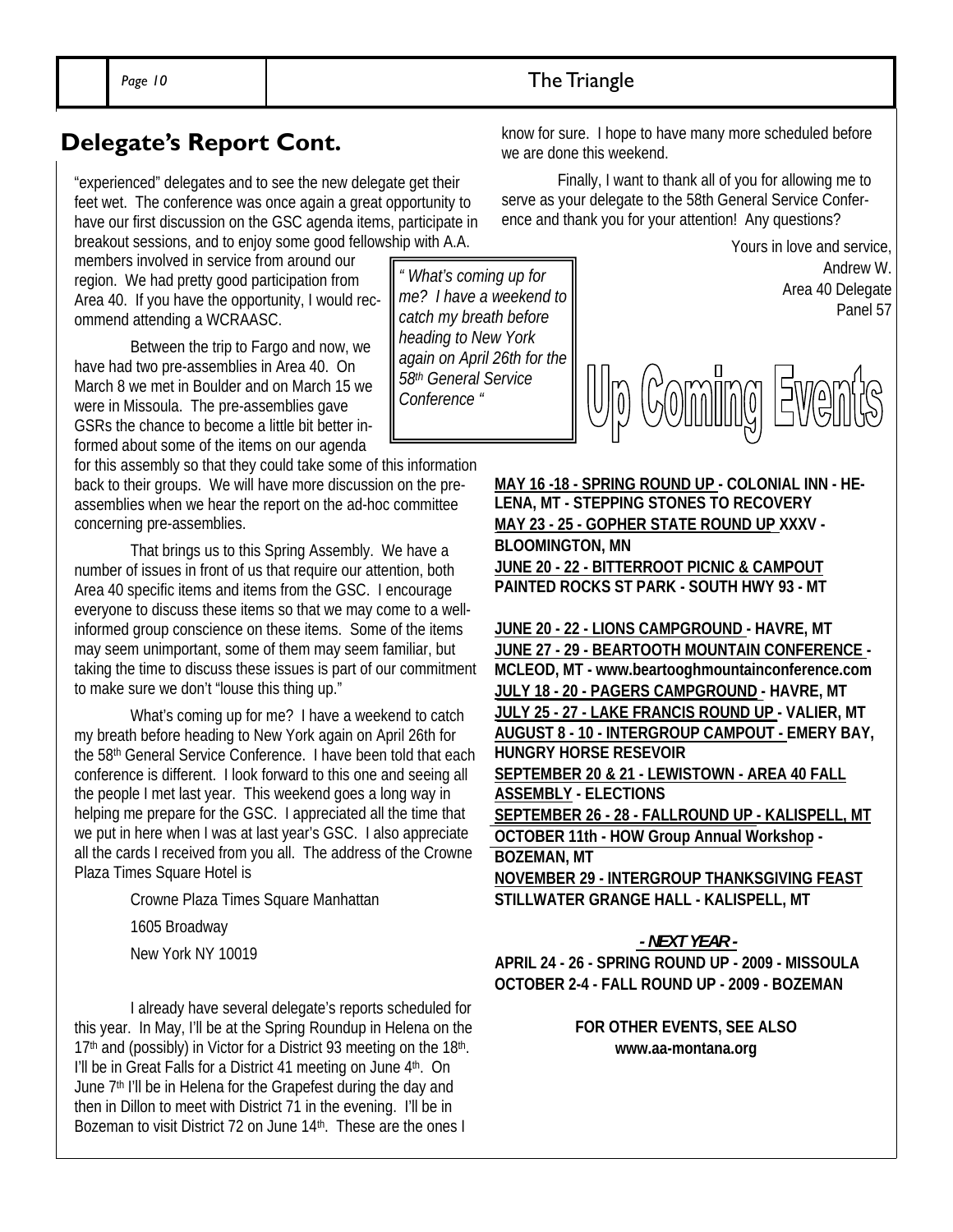## Delegate's Report Cont.

"experienced" delegates and to see the new delegate get their feet wet. The conference was once again a great opportunity to have our first discussion on the GSC agenda items, participate in breakout sessions, and to enjoy some good fellowship with A.A. members involved in service from around our region. We had pretty good participation from Area 40. If you have the opportunity, I would recommend attending a WCRAASC.

Between the trip to Fargo and now, we have had two pre-assemblies in Area 40. On March 8 we met in Boulder and on March 15 we were in Missoula. The pre-assemblies gave GSRs the chance to become a little bit better informed about some of the items on our agenda for this assembly so that they could take some of this information back to their groups. We will have more discussion on the pre-assemblies when we hear the report on the ad-hoc committee concerning pre-assemblies.

> *" What's coming up for me? I have a weekend to catch my breath before heading to New York again on April 26th for the 58th General Service Conference "*

That brings us to this Spring Assembly. We have a number of issues in front of us that require our attention, both Area 40 specific items and items from the GSC. I encourage everyone to discuss these items so that we may come to a well-informed group conscience on these items. Some of the items may seem unimportant, some of them may seem familiar, but taking the time to discuss these issues is part of our commitment to make sure we don't "louse this thing up."

What's coming up for me? I have a weekend to catch my breath before heading to New York again on April 26th for the 58th General Service Conference. I have been told that each conference is different. I look forward to this one and seeing all the people I met last year. This weekend goes a long way in helping me prepare for the GSC. I appreciated all the time that we put in here when I was at last year's GSC. I also appreciate all the cards I received from you all. The address of the Crowne Plaza Times Square Hotel is

Crowne Plaza Times Square Manhattan
1605 Broadway
New York NY 10019

I already have several delegate's reports scheduled for this year. In May, I'll be at the Spring Roundup in Helena on the 17th and (possibly) in Victor for a District 93 meeting on the 18th. I'll be in Great Falls for a District 41 meeting on June 4th. On June 7th I'll be in Helena for the Grapefest during the day and then in Dillon to meet with District 71 in the evening. I'll be in Bozeman to visit District 72 on June 14th. These are the ones I know for sure. I hope to have many more scheduled before we are done this weekend.

Finally, I want to thank all of you for allowing me to serve as your delegate to the 58th General Service Conference and thank you for your attention! Any questions?

Yours in love and service,
Andrew W.
Area 40 Delegate
Panel 57

## Up Coming Events

**MAY 16 -18 - SPRING ROUND UP - COLONIAL INN - HELENA, MT - STEPPING STONES TO RECOVERY**
**MAY 23 - 25 - GOPHER STATE ROUND UP XXXV - BLOOMINGTON, MN**
**JUNE 20 - 22 - BITTERROOT PICNIC & CAMPOUT PAINTED ROCKS ST PARK - SOUTH HWY 93 - MT**

**JUNE 20 - 22 - LIONS CAMPGROUND - HAVRE, MT**
**JUNE 27 - 29 - BEARTOOTH MOUNTAIN CONFERENCE - MCLEOD, MT - www.beartooghmountainconference.com**
**JULY 18 - 20 - PAGERS CAMPGROUND - HAVRE, MT**
**JULY 25 - 27 - LAKE FRANCIS ROUND UP - VALIER, MT**
**AUGUST 8 - 10 - INTERGROUP CAMPOUT - EMERY BAY, HUNGRY HORSE RESEVOIR**
**SEPTEMBER 20 & 21 - LEWISTOWN - AREA 40 FALL ASSEMBLY - ELECTIONS**
**SEPTEMBER 26 - 28 - FALLROUND UP - KALISPELL, MT**
**OCTOBER 11th - HOW Group Annual Workshop - BOZEMAN, MT**
**NOVEMBER 29 - INTERGROUP THANKSGIVING FEAST STILLWATER GRANGE HALL - KALISPELL, MT**

***- NEXT YEAR -***

**APRIL 24 - 26 - SPRING ROUND UP - 2009 - MISSOULA**
**OCTOBER 2-4 - FALL ROUND UP - 2009 - BOZEMAN**

**FOR OTHER EVENTS, SEE ALSO www.aa-montana.org**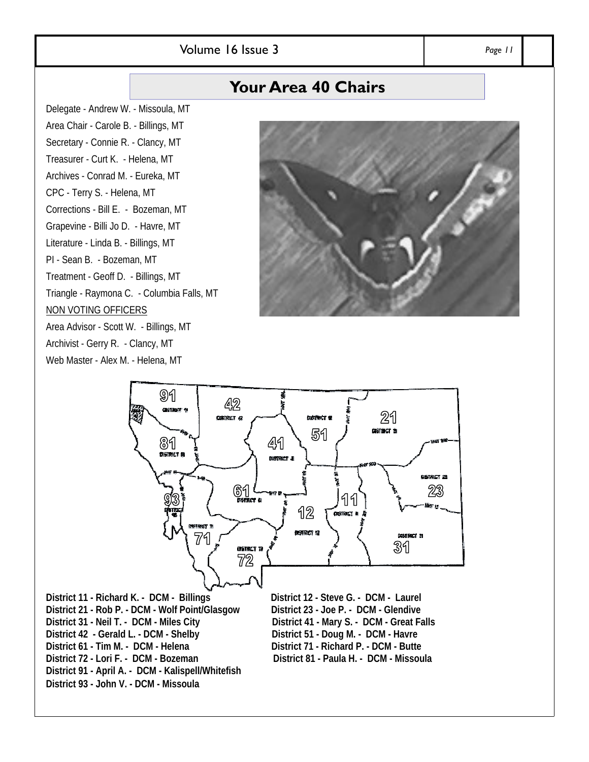## Your Area 40 Chairs

Delegate - Andrew W. - Missoula, MT
Area Chair - Carole B. - Billings, MT
Secretary - Connie R. - Clancy, MT
Treasurer - Curt K. - Helena, MT
Archives - Conrad M. - Eureka, MT
CPC - Terry S. - Helena, MT
Corrections - Bill E. - Bozeman, MT
Grapevine - Billi Jo D. - Havre, MT
Literature - Linda B. - Billings, MT
PI - Sean B. - Bozeman, MT
Treatment - Geoff D. - Billings, MT
Triangle - Raymona C. - Columbia Falls, MT

NON VOTING OFFICERS

Area Advisor - Scott W. - Billings, MT
Archivist - Gerry R. - Clancy, MT
Web Master - Alex M. - Helena, MT

**District 11 - Richard K. - DCM - Billings**
**District 12 - Steve G. - DCM - Laurel**
**District 21 - Rob P. - DCM - Wolf Point/Glasgow**
**District 23 - Joe P. - DCM - Glendive**
**District 31 - Neil T. - DCM - Miles City**
**District 41 - Mary S. - DCM - Great Falls**
**District 42 - Gerald L. - DCM - Shelby**
**District 51 - Doug M. - DCM - Havre**
**District 61 - Tim M. - DCM - Helena**
**District 71 - Richard P. - DCM - Butte**
**District 72 - Lori F. - DCM - Bozeman**
**District 81 - Paula H. - DCM - Missoula**
**District 91 - April A. - DCM - Kalispell/Whitefish**
**District 93 - John V. - DCM - Missoula**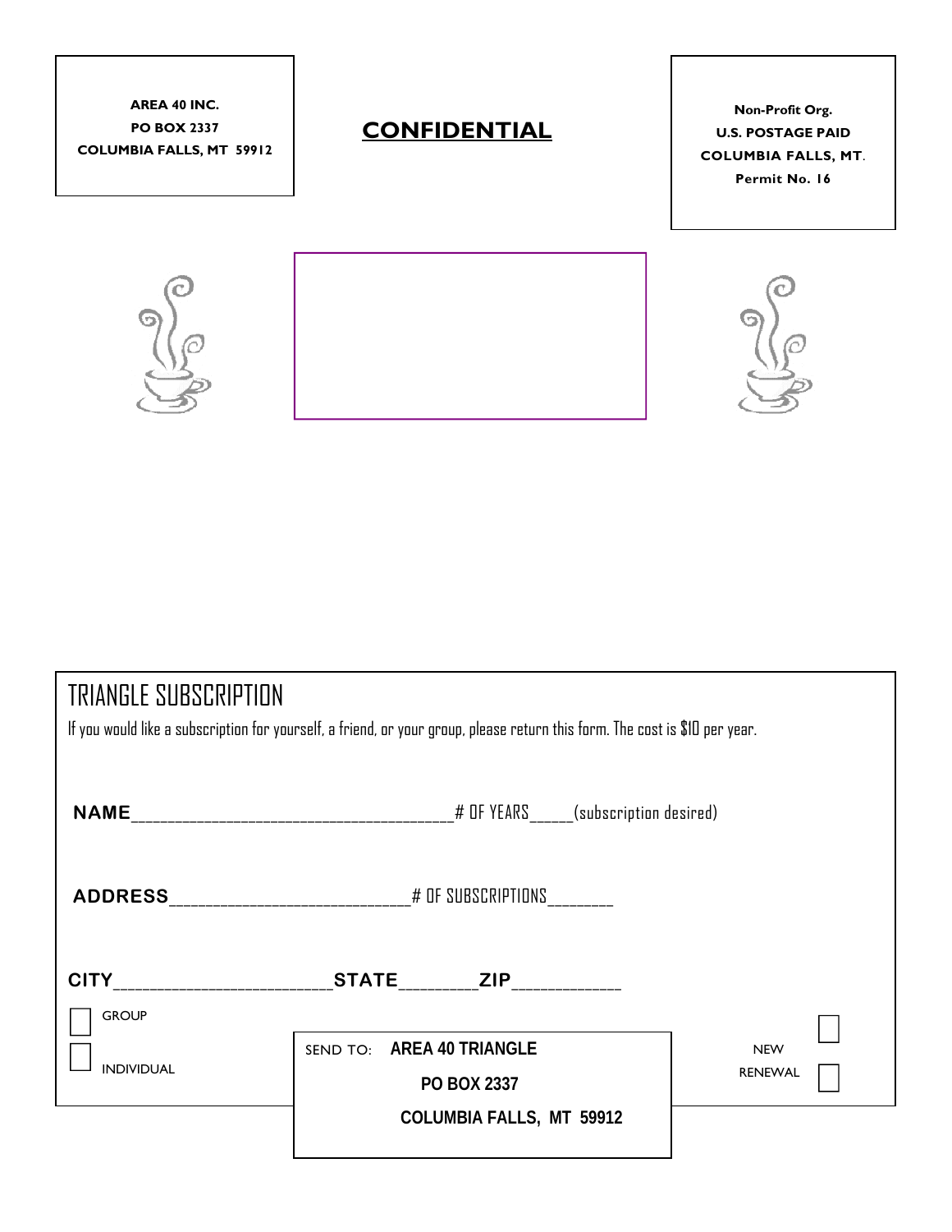AREA 40 INC.
PO BOX 2337
COLUMBIA FALLS, MT 59912

**CONFIDENTIAL**

Non-Profit Org.
U.S. POSTAGE PAID
COLUMBIA FALLS, MT.
Permit No. 16

## TRIANGLE SUBSCRIPTION

If you would like a subscription for yourself, a friend, or your group, please return this form. The cost is $10 per year.

**NAME**__________________________________________# OF YEARS______(subscription desired)

**ADDRESS**_______________________________# OF SUBSCRIPTIONS_________

**CITY**__________________________**STATE**_________**ZIP**_____________

☐ GROUP

☐ INDIVIDUAL

SEND TO: **AREA 40 TRIANGLE**
**PO BOX 2337**
**COLUMBIA FALLS, MT 59912**

NEW ☐

RENEWAL ☐